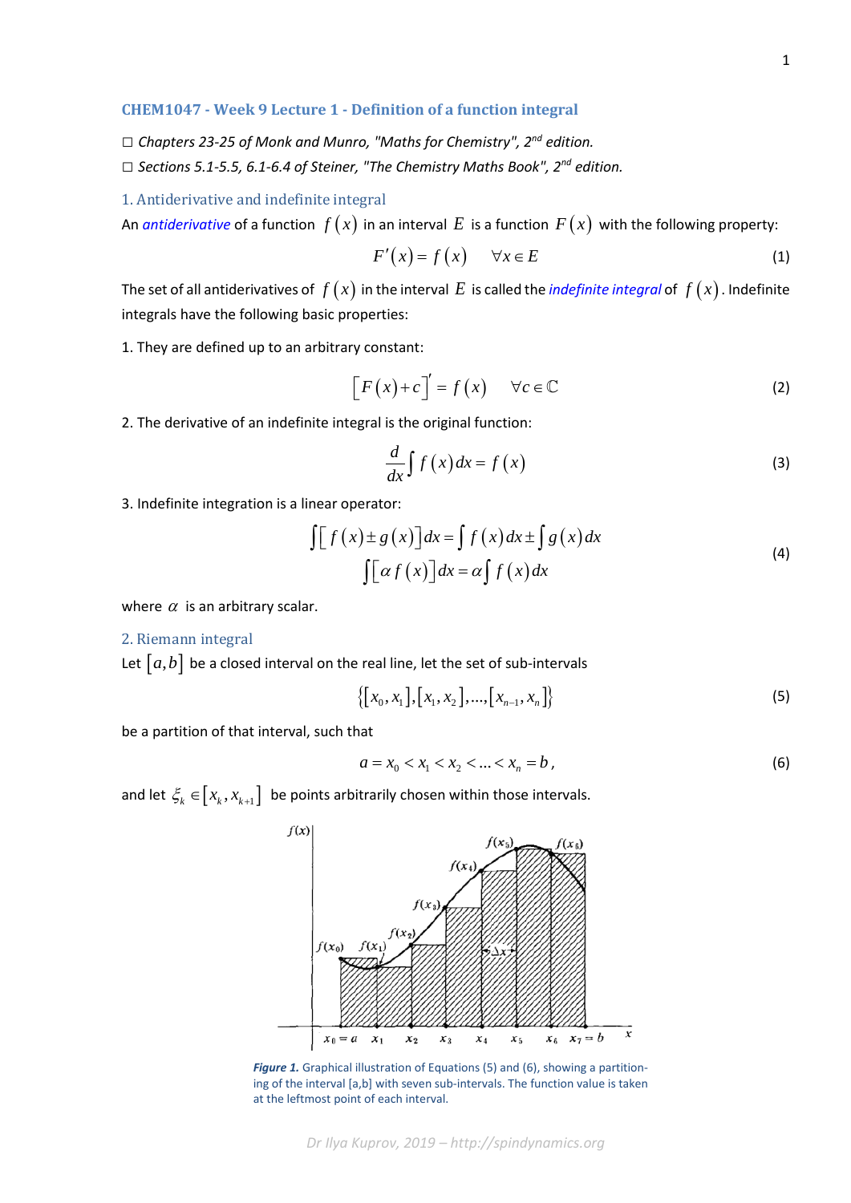## CHEM1047 - Week 9 Lecture 1 - Definition of a function integral

□ *Chapters 23-25 of Monk and Munro, "Maths for Chemistry", 2nd edition.*
□ *Sections 5.1-5.5, 6.1-6.4 of Steiner, "The Chemistry Maths Book", 2nd edition.*

### 1. Antiderivative and indefinite integral

An *antiderivative* of a function $f(x)$ in an interval $E$ is a function $F(x)$ with the following property:

$$F'(x) = f(x) \qquad \forall x \in E \tag{1}$$

The set of all antiderivatives of $f(x)$ in the interval $E$ is called the *indefinite integral* of $f(x)$. Indefinite integrals have the following basic properties:

1. They are defined up to an arbitrary constant:

$$\left[F(x)+c\right]' = f(x) \qquad \forall c \in \mathbb{C} \tag{2}$$

2. The derivative of an indefinite integral is the original function:

$$\frac{d}{dx}\int f(x)\,dx = f(x) \tag{3}$$

3. Indefinite integration is a linear operator:

$$\begin{gathered}\int\left[f(x) \pm g(x)\right]dx = \int f(x)\,dx \pm \int g(x)\,dx \\ \int\left[\alpha f(x)\right]dx = \alpha\int f(x)\,dx\end{gathered} \tag{4}$$

where $\alpha$ is an arbitrary scalar.

### 2. Riemann integral

Let $[a,b]$ be a closed interval on the real line, let the set of sub-intervals

$$\left\{[x_0,x_1],[x_1,x_2],...,[x_{n-1},x_n]\right\} \tag{5}$$

be a partition of that interval, such that

$$a = x_0 < x_1 < x_2 < ... < x_n = b\,, \tag{6}$$

and let $\xi_k \in [x_k, x_{k+1}]$ be points arbitrarily chosen within those intervals.

***Figure 1.*** Graphical illustration of Equations (5) and (6), showing a partitioning of the interval [a,b] with seven sub-intervals. The function value is taken at the leftmost point of each interval.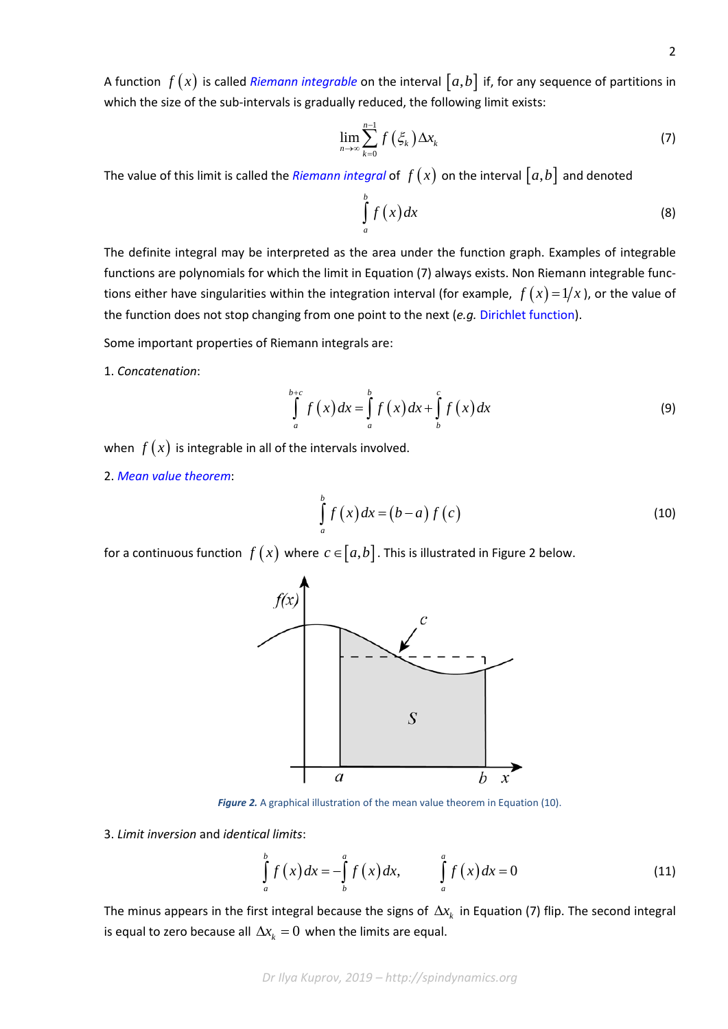A function $f(x)$ is called *Riemann integrable* on the interval $[a,b]$ if, for any sequence of partitions in which the size of the sub-intervals is gradually reduced, the following limit exists:

$$\lim_{n\to\infty}\sum_{k=0}^{n-1} f(\xi_k)\Delta x_k \tag{7}$$

The value of this limit is called the *Riemann integral* of $f(x)$ on the interval $[a,b]$ and denoted

$$\int_a^b f(x)\,dx \tag{8}$$

The definite integral may be interpreted as the area under the function graph. Examples of integrable functions are polynomials for which the limit in Equation (7) always exists. Non Riemann integrable functions either have singularities within the integration interval (for example, $f(x)=1/x$), or the value of the function does not stop changing from one point to the next (*e.g.* Dirichlet function).

Some important properties of Riemann integrals are:

1. *Concatenation*:

$$\int_a^{b+c} f(x)\,dx = \int_a^b f(x)\,dx + \int_b^c f(x)\,dx \tag{9}$$

when $f(x)$ is integrable in all of the intervals involved.

2. *Mean value theorem*:

$$\int_a^b f(x)\,dx = (b-a)\,f(c) \tag{10}$$

for a continuous function $f(x)$ where $c\in[a,b]$. This is illustrated in Figure 2 below.

***Figure 2.*** A graphical illustration of the mean value theorem in Equation (10).

3. *Limit inversion* and *identical limits*:

$$\int_a^b f(x)\,dx = -\int_b^a f(x)\,dx, \qquad \int_a^a f(x)\,dx = 0 \tag{11}$$

The minus appears in the first integral because the signs of $\Delta x_k$ in Equation (7) flip. The second integral is equal to zero because all $\Delta x_k = 0$ when the limits are equal.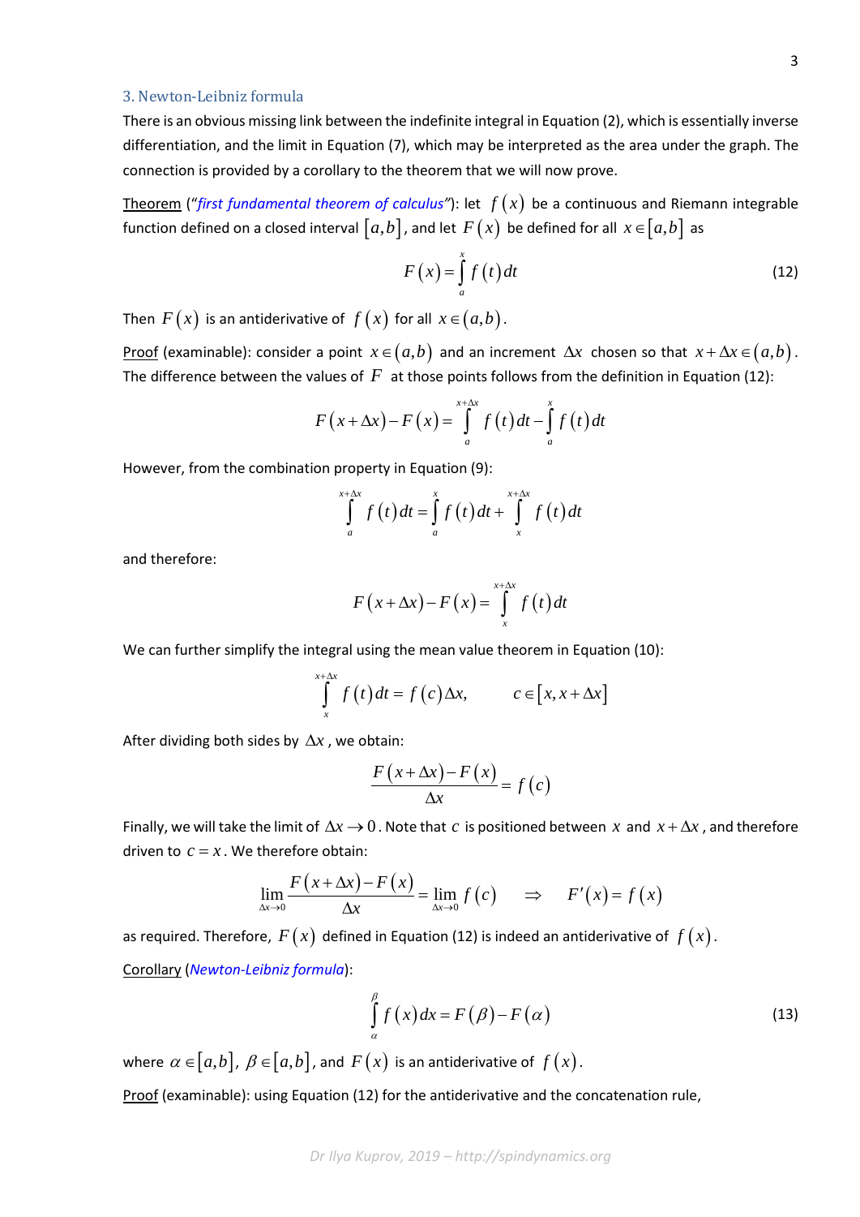## 3. Newton-Leibniz formula

There is an obvious missing link between the indefinite integral in Equation (2), which is essentially inverse differentiation, and the limit in Equation (7), which may be interpreted as the area under the graph. The connection is provided by a corollary to the theorem that we will now prove.

<u>Theorem</u> ("*first fundamental theorem of calculus*"): let $f(x)$ be a continuous and Riemann integrable function defined on a closed interval $[a,b]$, and let $F(x)$ be defined for all $x\in[a,b]$ as

$$F(x)=\int_a^x f(t)\,dt \tag{12}$$

Then $F(x)$ is an antiderivative of $f(x)$ for all $x\in(a,b)$.

<u>Proof</u> (examinable): consider a point $x\in(a,b)$ and an increment $\Delta x$ chosen so that $x+\Delta x\in(a,b)$. The difference between the values of $F$ at those points follows from the definition in Equation (12):

$$F(x+\Delta x)-F(x)=\int_a^{x+\Delta x} f(t)\,dt-\int_a^x f(t)\,dt$$

However, from the combination property in Equation (9):

$$\int_a^{x+\Delta x} f(t)\,dt=\int_a^x f(t)\,dt+\int_x^{x+\Delta x} f(t)\,dt$$

and therefore:

$$F(x+\Delta x)-F(x)=\int_x^{x+\Delta x} f(t)\,dt$$

We can further simplify the integral using the mean value theorem in Equation (10):

$$\int_x^{x+\Delta x} f(t)\,dt=f(c)\Delta x,\qquad c\in[x,x+\Delta x]$$

After dividing both sides by $\Delta x$, we obtain:

$$\frac{F(x+\Delta x)-F(x)}{\Delta x}=f(c)$$

Finally, we will take the limit of $\Delta x\to 0$. Note that $c$ is positioned between $x$ and $x+\Delta x$, and therefore driven to $c=x$. We therefore obtain:

$$\lim_{\Delta x\to 0}\frac{F(x+\Delta x)-F(x)}{\Delta x}=\lim_{\Delta x\to 0} f(c)\quad\Rightarrow\quad F'(x)=f(x)$$

as required. Therefore, $F(x)$ defined in Equation (12) is indeed an antiderivative of $f(x)$.

<u>Corollary</u> (*Newton-Leibniz formula*):

$$\int_\alpha^\beta f(x)\,dx=F(\beta)-F(\alpha) \tag{13}$$

where $\alpha\in[a,b]$, $\beta\in[a,b]$, and $F(x)$ is an antiderivative of $f(x)$.

<u>Proof</u> (examinable): using Equation (12) for the antiderivative and the concatenation rule,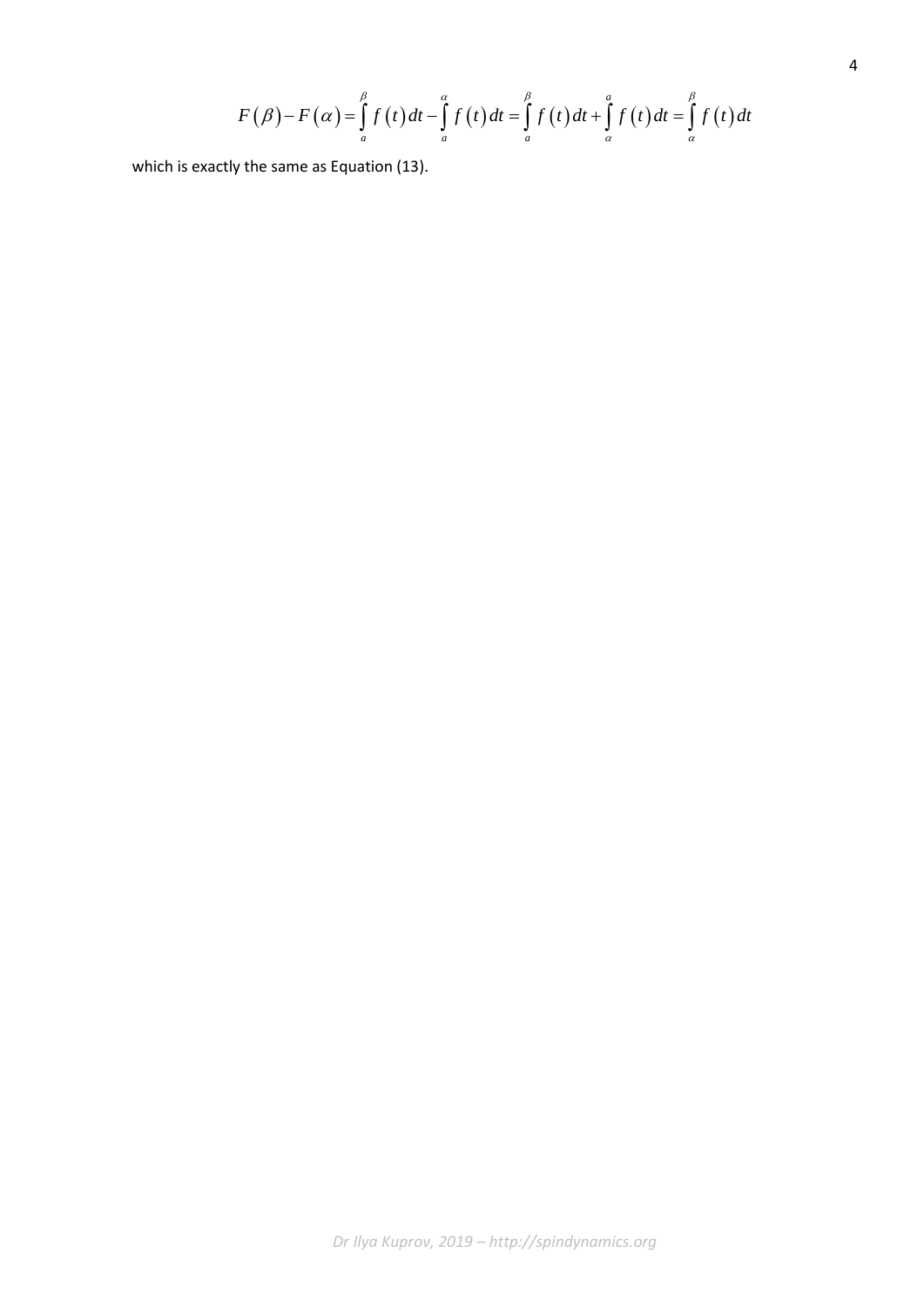$$F(\beta)-F(\alpha)=\int_{a}^{\beta} f(t)\,dt-\int_{a}^{\alpha} f(t)\,dt=\int_{a}^{\beta} f(t)\,dt+\int_{\alpha}^{a} f(t)\,dt=\int_{\alpha}^{\beta} f(t)\,dt$$

which is exactly the same as Equation (13).